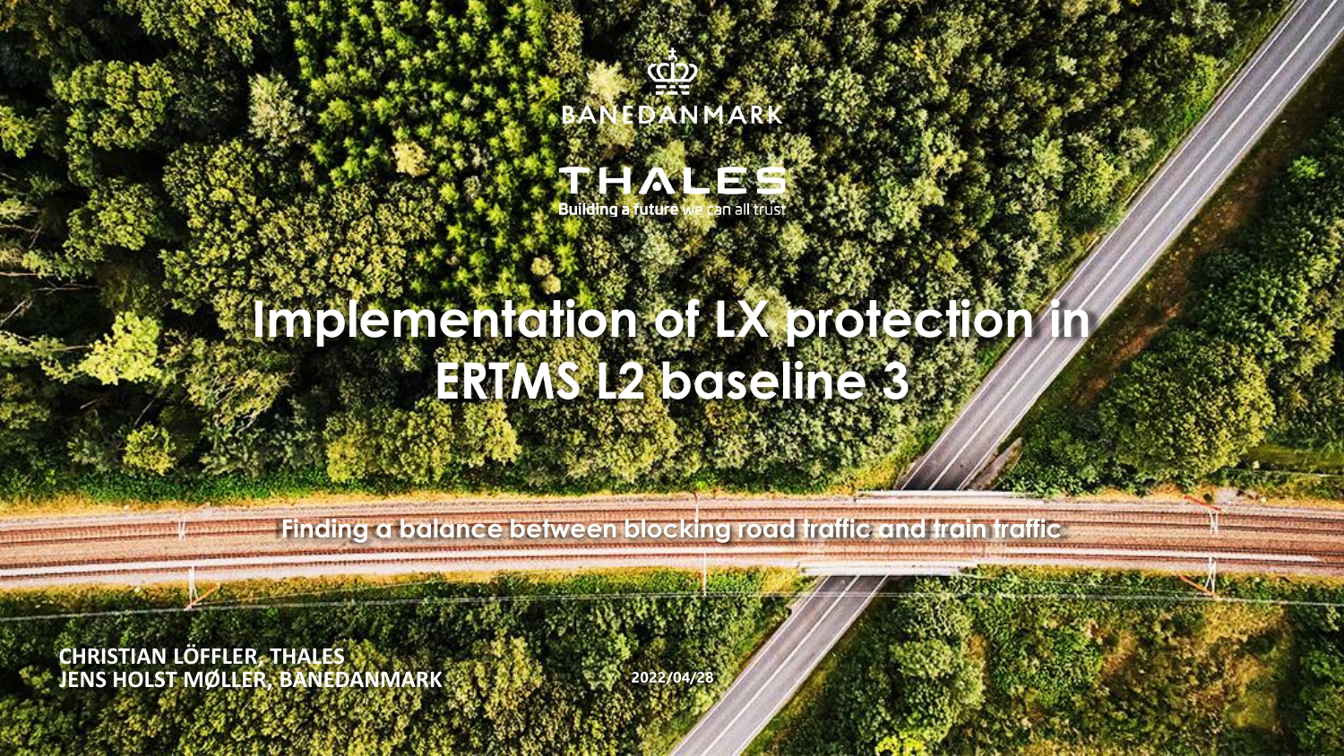BANEDANMARK

THALES
Building a future we can all trust

# Implementation of LX protection in ERTMS L2 baseline 3

Finding a balance between blocking road traffic and train traffic

CHRISTIAN LÖFFLER, THALES
JENS HOLST MØLLER, BANEDANMARK

2022/04/28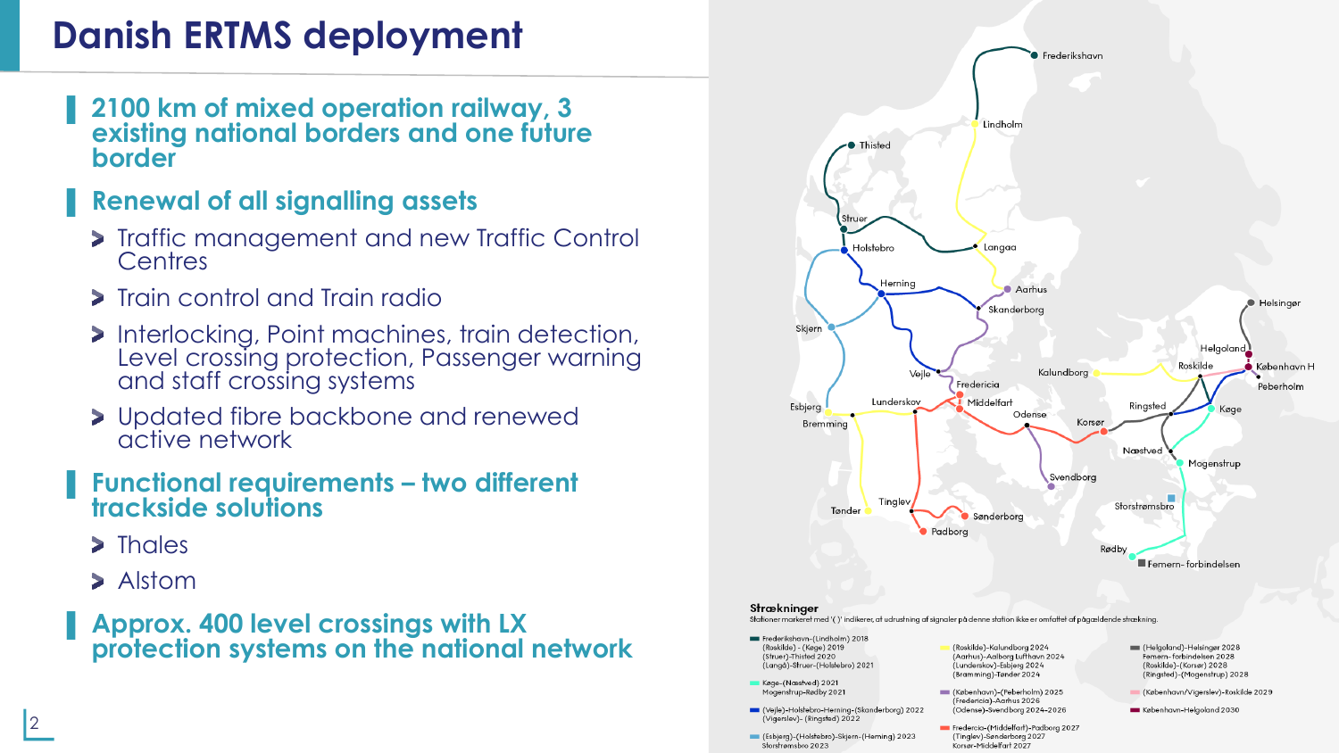# Danish ERTMS deployment

- **2100 km of mixed operation railway, 3 existing national borders and one future border**
- **Renewal of all signalling assets**
  - Traffic management and new Traffic Control Centres
  - Train control and Train radio
  - Interlocking, Point machines, train detection, Level crossing protection, Passenger warning and staff crossing systems
  - Updated fibre backbone and renewed active network
- **Functional requirements – two different trackside solutions**
  - Thales
  - Alstom
- **Approx. 400 level crossings with LX protection systems on the national network**

**Strækninger**

Stationer markeret med '( )' indikerer, at udrustning af signaler på denne station ikke er omfattet af pågældende strækning.

- Frederikshavn-(Lindholm) 2018
  (Roskilde) - (Køge) 2019
  (Struer)-Thisted 2020
  (Langå)-Struer-(Holstebro) 2021
- Køge-(Næstved) 2021
  Mogenstrup-Rødby 2021
- (Vejle)-Holstebro-Herning-(Skanderborg) 2022
  (Vigerslev)- (Ringsted) 2022
- (Esbjerg)-(Holstebro)-Skjern-(Herning) 2023
  Storstrømsbro 2023
- (Roskilde)-Kalundborg 2024
  (Aarhus)-Aalborg Lufthavn 2024
  (Lunderskov)-Esbjerg 2024
  (Bramming)-Tønder 2024
- (København)-(Peberholm) 2025
  (Fredericia)-Aarhus 2026
  (Odense)-Svendborg 2024-2026
- Fredericia-(Middelfart)-Padborg 2027
  (Tinglev)-Sønderborg 2027
  Korsør-Middelfart 2027
- (Helgoland)-Helsingør 2028
  Femern- forbindelsen 2028
  (Roskilde)-(Korsør) 2028
  (Ringsted)-(Mogenstrup) 2028
- (København/Vigerslev)-Roskilde 2029
- København-Helgoland 2030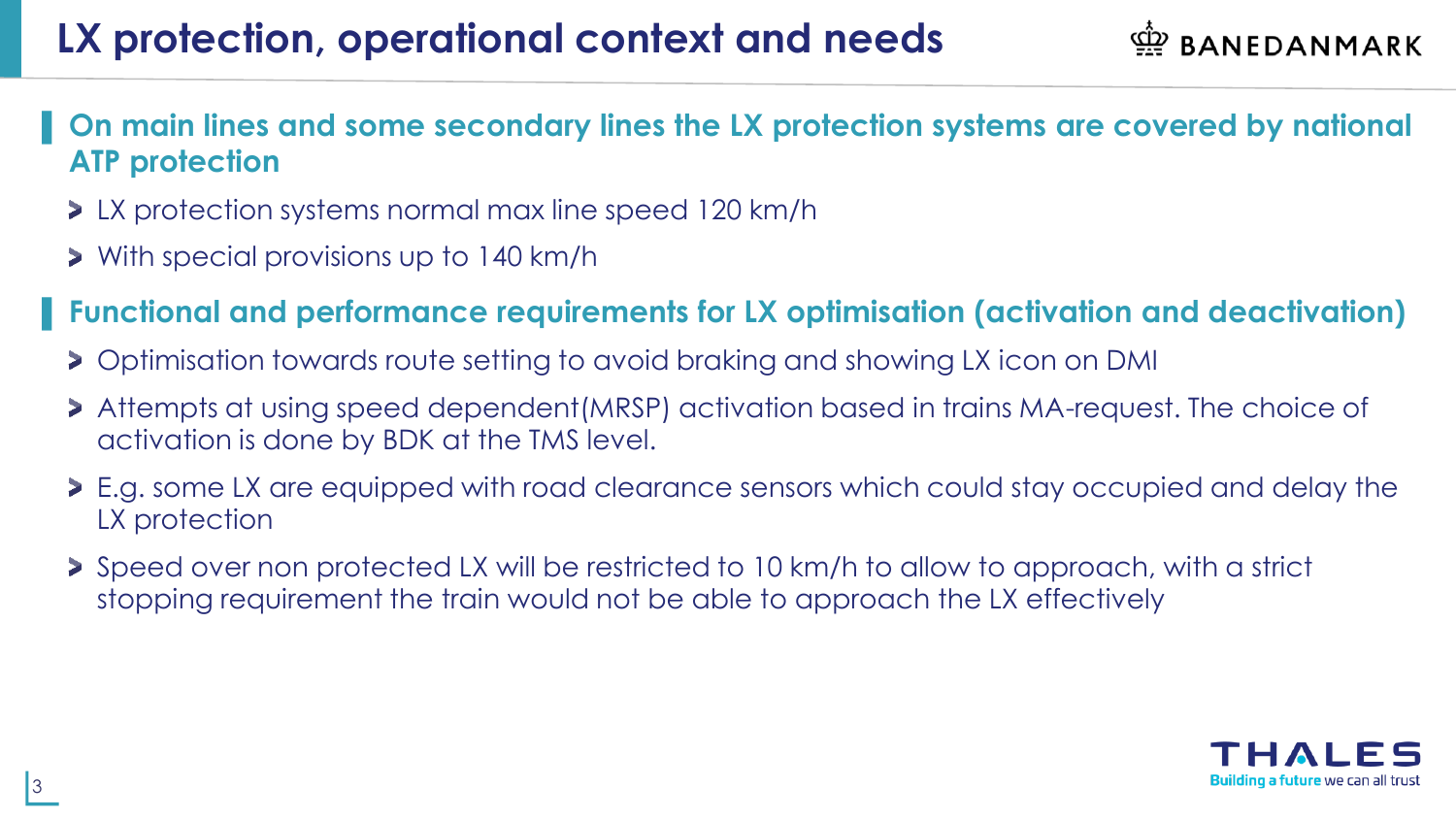# LX protection, operational context and needs

## On main lines and some secondary lines the LX protection systems are covered by national ATP protection

- LX protection systems normal max line speed 120 km/h
- With special provisions up to 140 km/h

## Functional and performance requirements for LX optimisation (activation and deactivation)

- Optimisation towards route setting to avoid braking and showing LX icon on DMI
- Attempts at using speed dependent(MRSP) activation based in trains MA-request. The choice of activation is done by BDK at the TMS level.
- E.g. some LX are equipped with road clearance sensors which could stay occupied and delay the LX protection
- Speed over non protected LX will be restricted to 10 km/h to allow to approach, with a strict stopping requirement the train would not be able to approach the LX effectively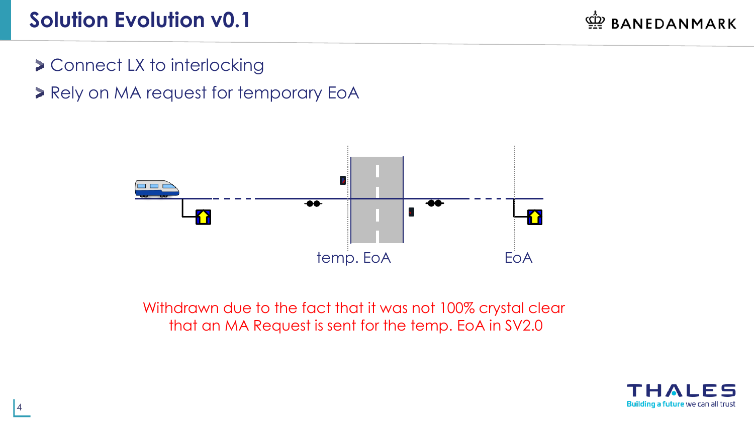# Solution Evolution v0.1

- Connect LX to interlocking
- Rely on MA request for temporary EoA

temp. EoA

EoA

Withdrawn due to the fact that it was not 100% crystal clear that an MA Request is sent for the temp. EoA in SV2.0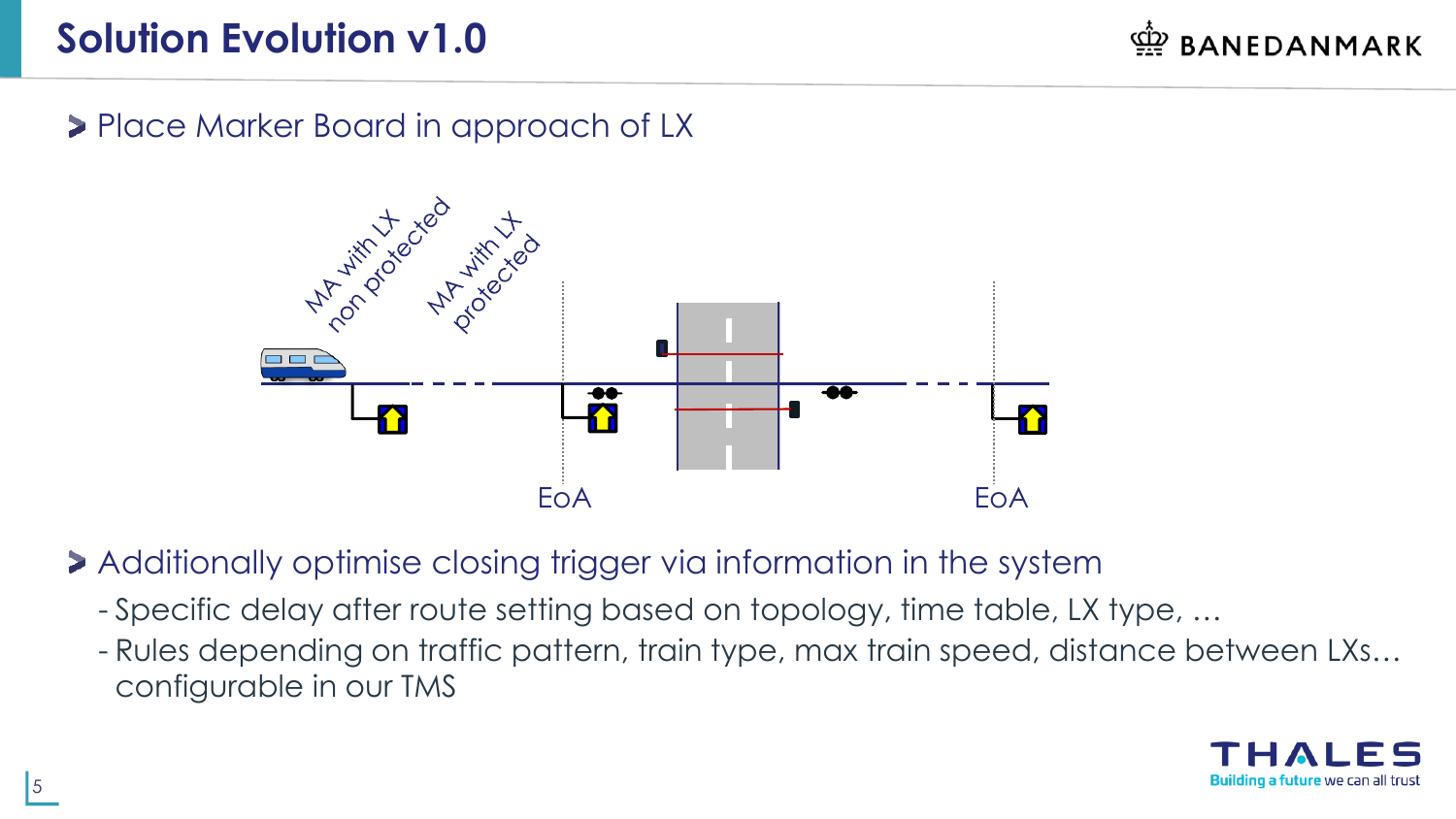# Solution Evolution v1.0

- Place Marker Board in approach of LX

MA with LX non protected

MA with LX protected

EoA

EoA

- Additionally optimise closing trigger via information in the system
  - Specific delay after route setting based on topology, time table, LX type, …
  - Rules depending on traffic pattern, train type, max train speed, distance between LXs… configurable in our TMS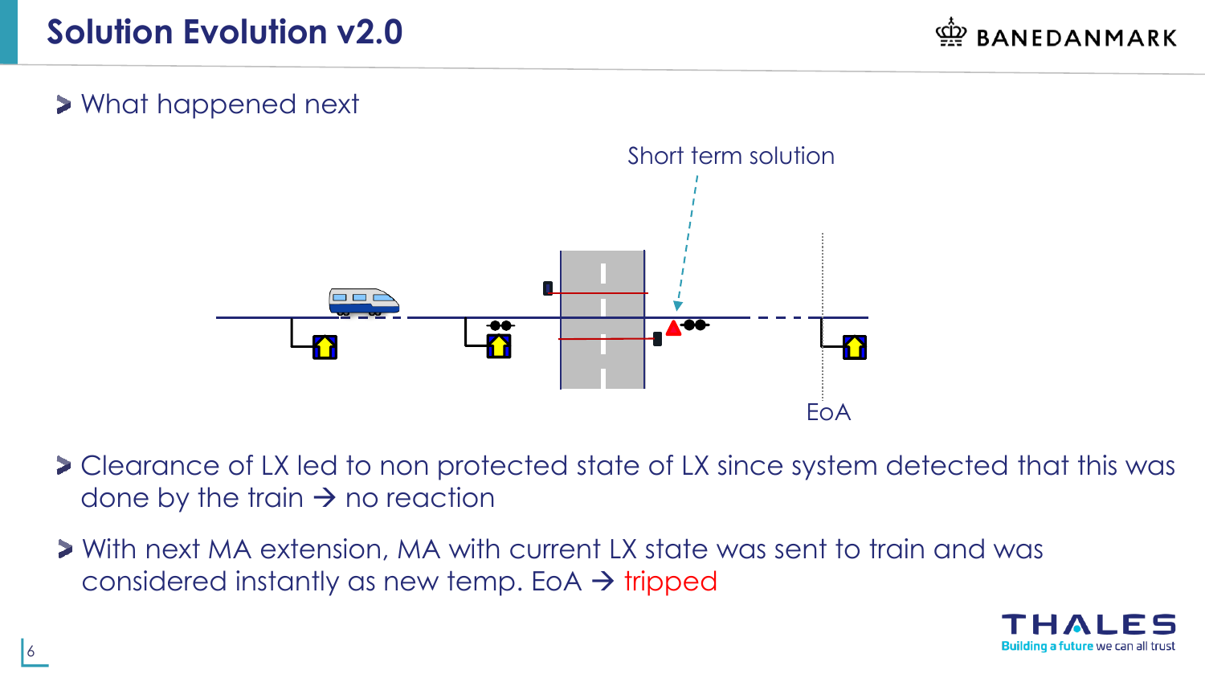# Solution Evolution v2.0

- What happened next

Short term solution

EoA

- Clearance of LX led to non protected state of LX since system detected that this was done by the train → no reaction
- With next MA extension, MA with current LX state was sent to train and was considered instantly as new temp. EoA → tripped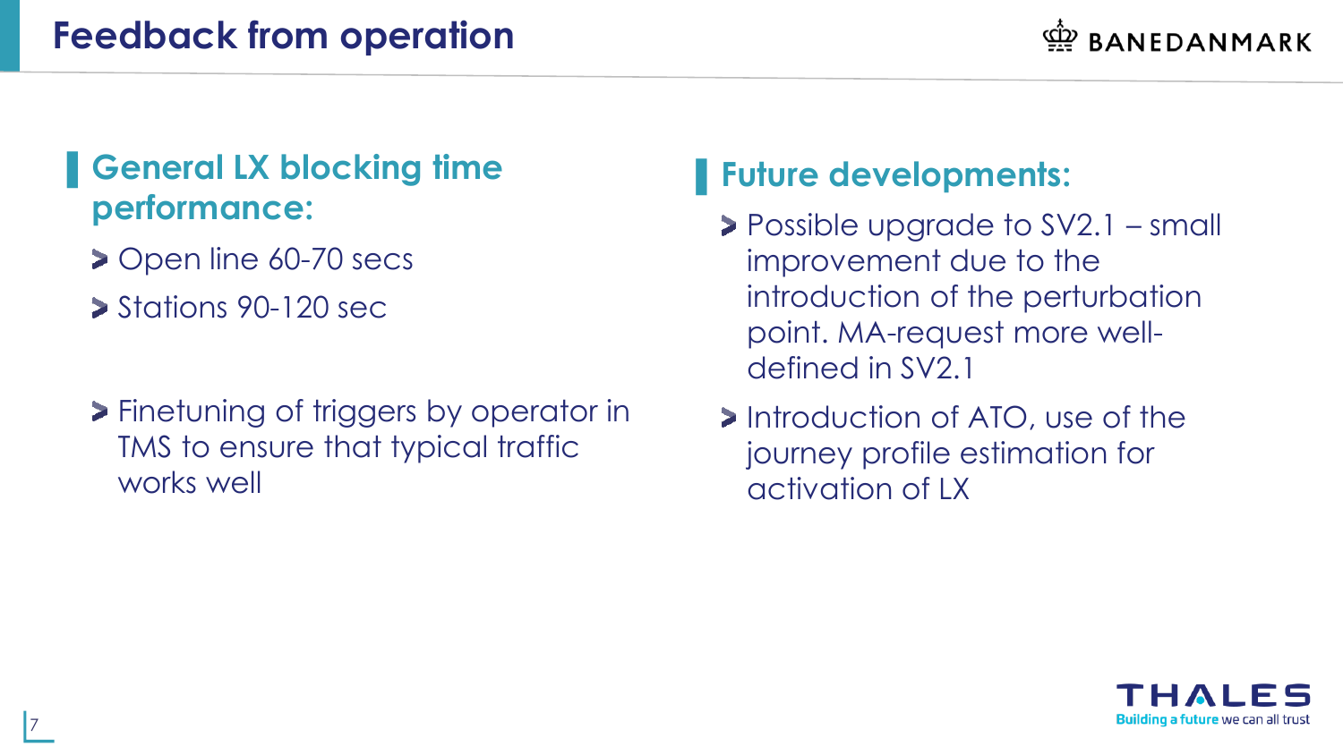# Feedback from operation

## General LX blocking time performance:

- Open line 60-70 secs
- Stations 90-120 sec

- Finetuning of triggers by operator in TMS to ensure that typical traffic works well

## Future developments:

- Possible upgrade to SV2.1 – small improvement due to the introduction of the perturbation point. MA-request more well-defined in SV2.1
- Introduction of ATO, use of the journey profile estimation for activation of LX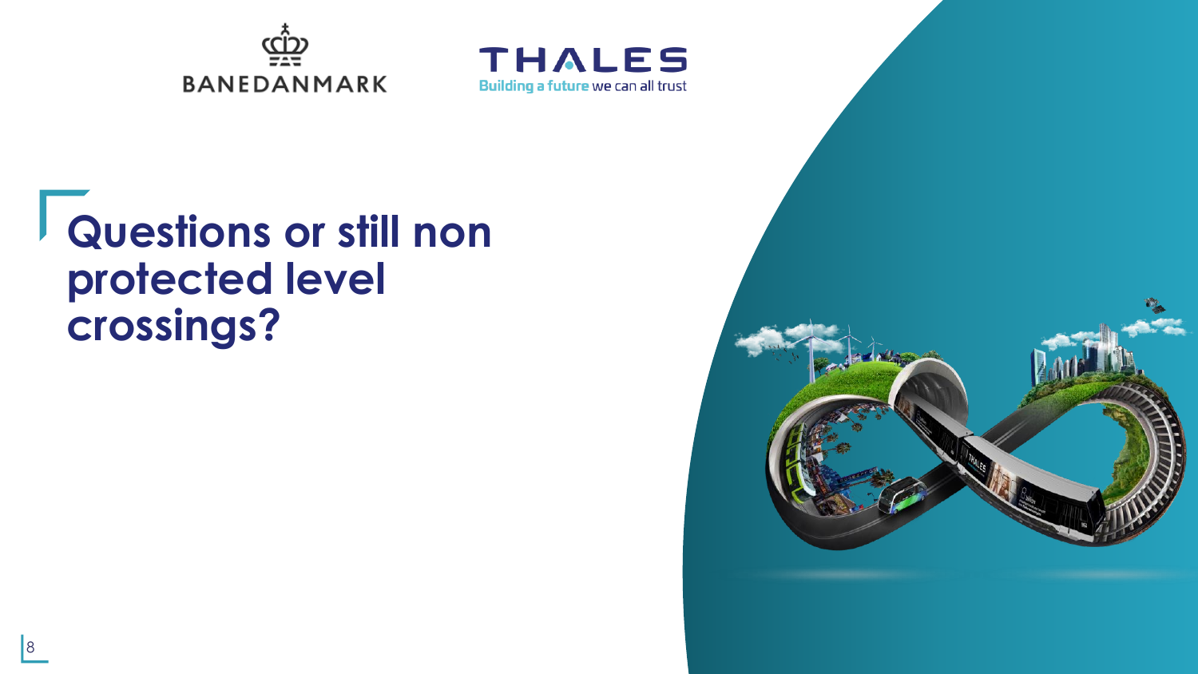BANEDANMARK

THALES
Building a future we can all trust

# Questions or still non protected level crossings?